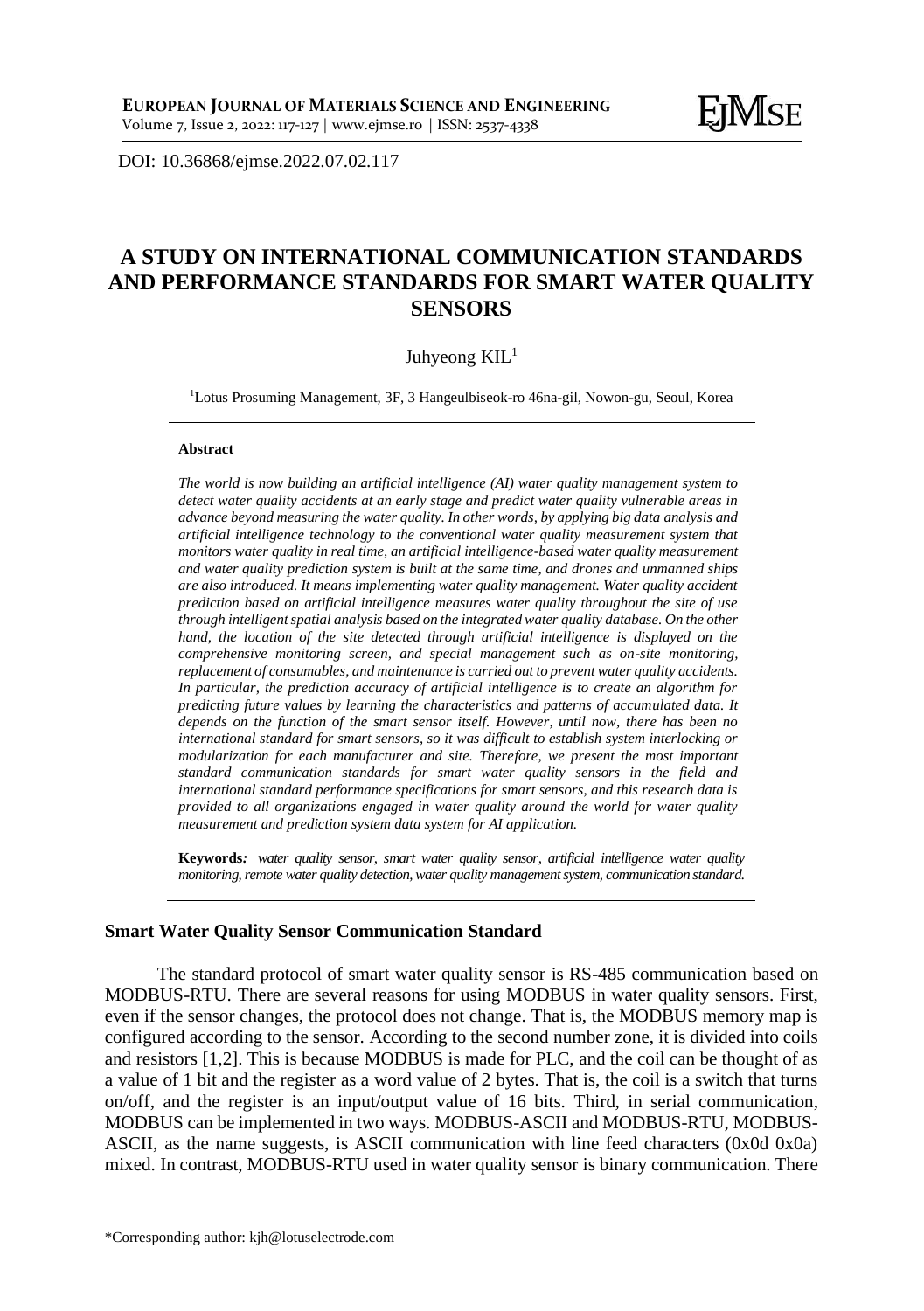DOI: 10.36868/ejmse.2022.07.02.117

# A STUDY ON INTERNATIONAL COMMUNICATION STANDARDS AND PERFORMANCE STANDARDS FOR SMART WATER QUALITY SENSORS

Juhyeong KIL[1]

[1]Lotus Prosuming Management, 3F, 3 Hangeulbiseok-ro 46na-gil, Nowon-gu, Seoul, Korea

**Abstract**

*The world is now building an artificial intelligence (AI) water quality management system to detect water quality accidents at an early stage and predict water quality vulnerable areas in advance beyond measuring the water quality. In other words, by applying big data analysis and artificial intelligence technology to the conventional water quality measurement system that monitors water quality in real time, an artificial intelligence-based water quality measurement and water quality prediction system is built at the same time, and drones and unmanned ships are also introduced. It means implementing water quality management. Water quality accident prediction based on artificial intelligence measures water quality throughout the site of use through intelligent spatial analysis based on the integrated water quality database. On the other hand, the location of the site detected through artificial intelligence is displayed on the comprehensive monitoring screen, and special management such as on-site monitoring, replacement of consumables, and maintenance is carried out to prevent water quality accidents. In particular, the prediction accuracy of artificial intelligence is to create an algorithm for predicting future values by learning the characteristics and patterns of accumulated data. It depends on the function of the smart sensor itself. However, until now, there has been no international standard for smart sensors, so it was difficult to establish system interlocking or modularization for each manufacturer and site. Therefore, we present the most important standard communication standards for smart water quality sensors in the field and international standard performance specifications for smart sensors, and this research data is provided to all organizations engaged in water quality around the world for water quality measurement and prediction system data system for AI application.*

**Keywords:** *water quality sensor, smart water quality sensor, artificial intelligence water quality monitoring, remote water quality detection, water quality management system, communication standard.*

## Smart Water Quality Sensor Communication Standard

The standard protocol of smart water quality sensor is RS-485 communication based on MODBUS-RTU. There are several reasons for using MODBUS in water quality sensors. First, even if the sensor changes, the protocol does not change. That is, the MODBUS memory map is configured according to the sensor. According to the second number zone, it is divided into coils and resistors [1,2]. This is because MODBUS is made for PLC, and the coil can be thought of as a value of 1 bit and the register as a word value of 2 bytes. That is, the coil is a switch that turns on/off, and the register is an input/output value of 16 bits. Third, in serial communication, MODBUS can be implemented in two ways. MODBUS-ASCII and MODBUS-RTU, MODBUS-ASCII, as the name suggests, is ASCII communication with line feed characters (0x0d 0x0a) mixed. In contrast, MODBUS-RTU used in water quality sensor is binary communication. There

\*Corresponding author: kjh@lotuselectrode.com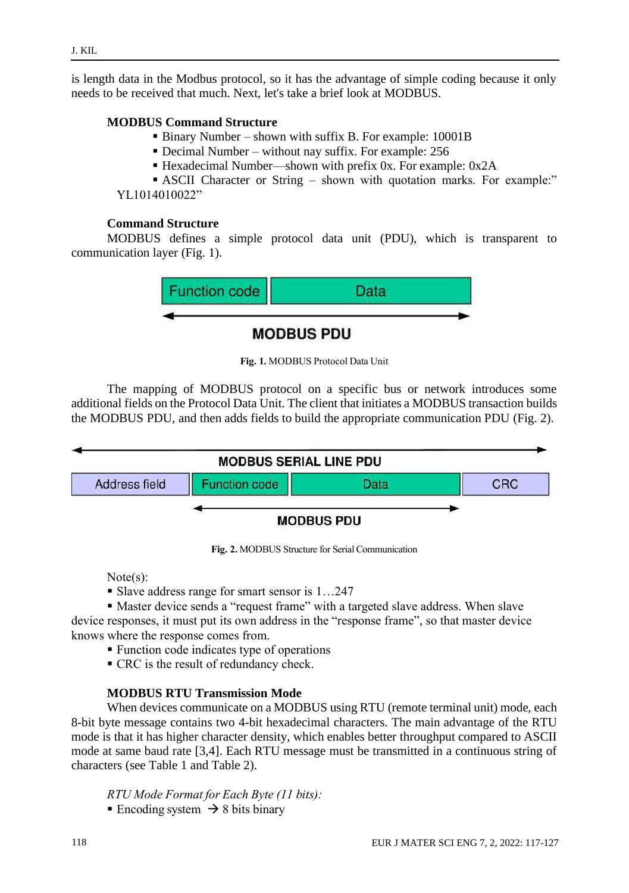is length data in the Modbus protocol, so it has the advantage of simple coding because it only needs to be received that much. Next, let's take a brief look at MODBUS.

**MODBUS Command Structure**

- Binary Number – shown with suffix B. For example: 10001B
- Decimal Number – without nay suffix. For example: 256
- Hexadecimal Number—shown with prefix 0x. For example: 0x2A
- ASCII Character or String – shown with quotation marks. For example:" YL1014010022"

**Command Structure**

MODBUS defines a simple protocol data unit (PDU), which is transparent to communication layer (Fig. 1).

| Function code | Data |
|---|---|

MODBUS PDU

**Fig. 1.** MODBUS Protocol Data Unit

The mapping of MODBUS protocol on a specific bus or network introduces some additional fields on the Protocol Data Unit. The client that initiates a MODBUS transaction builds the MODBUS PDU, and then adds fields to build the appropriate communication PDU (Fig. 2).

MODBUS SERIAL LINE PDU

| Address field | Function code | Data | CRC |
|---|---|---|---|

MODBUS PDU

**Fig. 2.** MODBUS Structure for Serial Communication

Note(s):

- Slave address range for smart sensor is 1…247
- Master device sends a "request frame" with a targeted slave address. When slave device responses, it must put its own address in the "response frame", so that master device knows where the response comes from.
- Function code indicates type of operations
- CRC is the result of redundancy check.

**MODBUS RTU Transmission Mode**

When devices communicate on a MODBUS using RTU (remote terminal unit) mode, each 8-bit byte message contains two 4-bit hexadecimal characters. The main advantage of the RTU mode is that it has higher character density, which enables better throughput compared to ASCII mode at same baud rate [3,4]. Each RTU message must be transmitted in a continuous string of characters (see Table 1 and Table 2).

*RTU Mode Format for Each Byte (11 bits):*

- Encoding system → 8 bits binary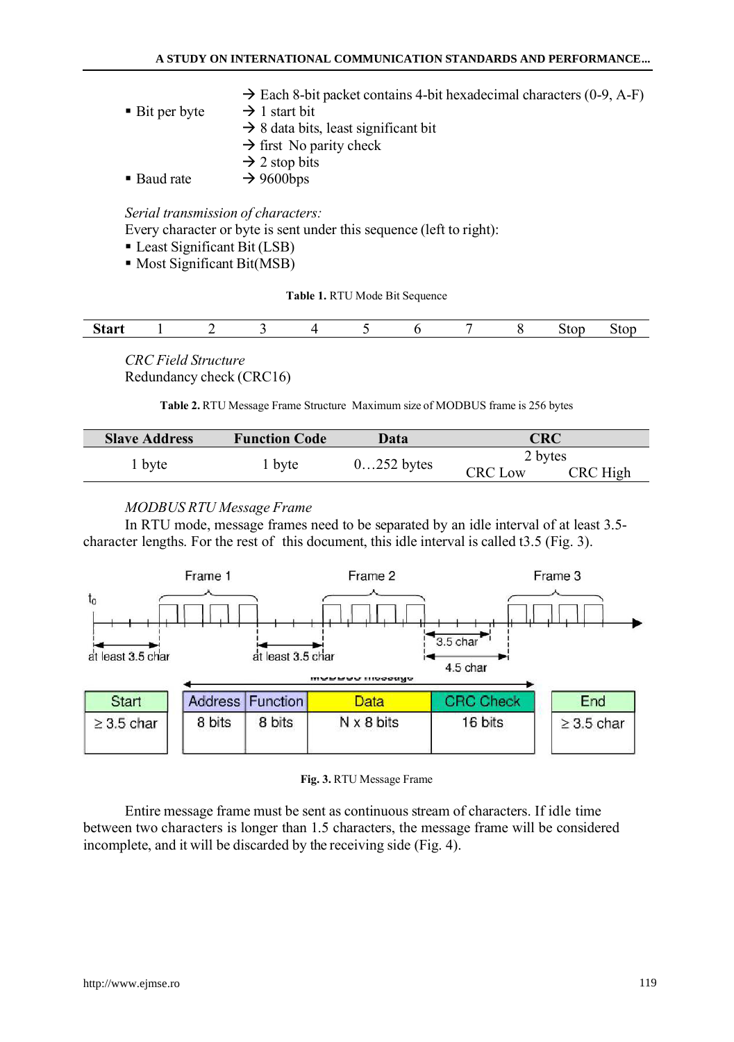- Bit per byte
  - → Each 8-bit packet contains 4-bit hexadecimal characters (0-9, A-F)
  - → 1 start bit
  - → 8 data bits, least significant bit
  - → first No parity check
  - → 2 stop bits
- Baud rate
  - → 9600bps

*Serial transmission of characters:*

Every character or byte is sent under this sequence (left to right):

- Least Significant Bit (LSB)
- Most Significant Bit(MSB)

**Table 1.** RTU Mode Bit Sequence

| Start | 1 | 2 | 3 | 4 | 5 | 6 | 7 | 8 | Stop | Stop |
|---|---|---|---|---|---|---|---|---|---|---|

*CRC Field Structure*

Redundancy check (CRC16)

**Table 2.** RTU Message Frame Structure Maximum size of MODBUS frame is 256 bytes

| Slave Address | Function Code | Data | CRC | |
|---|---|---|---|---|
| 1 byte | 1 byte | 0…252 bytes | 2 bytes | |
| | | | CRC Low | CRC High |

*MODBUS RTU Message Frame*

In RTU mode, message frames need to be separated by an idle interval of at least 3.5-character lengths. For the rest of this document, this idle interval is called t3.5 (Fig. 3).

| Start | Address | Function | Data | CRC Check | End |
|---|---|---|---|---|---|
| ≥ 3.5 char | 8 bits | 8 bits | N x 8 bits | 16 bits | ≥ 3.5 char |

**Fig. 3.** RTU Message Frame

Entire message frame must be sent as continuous stream of characters. If idle time between two characters is longer than 1.5 characters, the message frame will be considered incomplete, and it will be discarded by the receiving side (Fig. 4).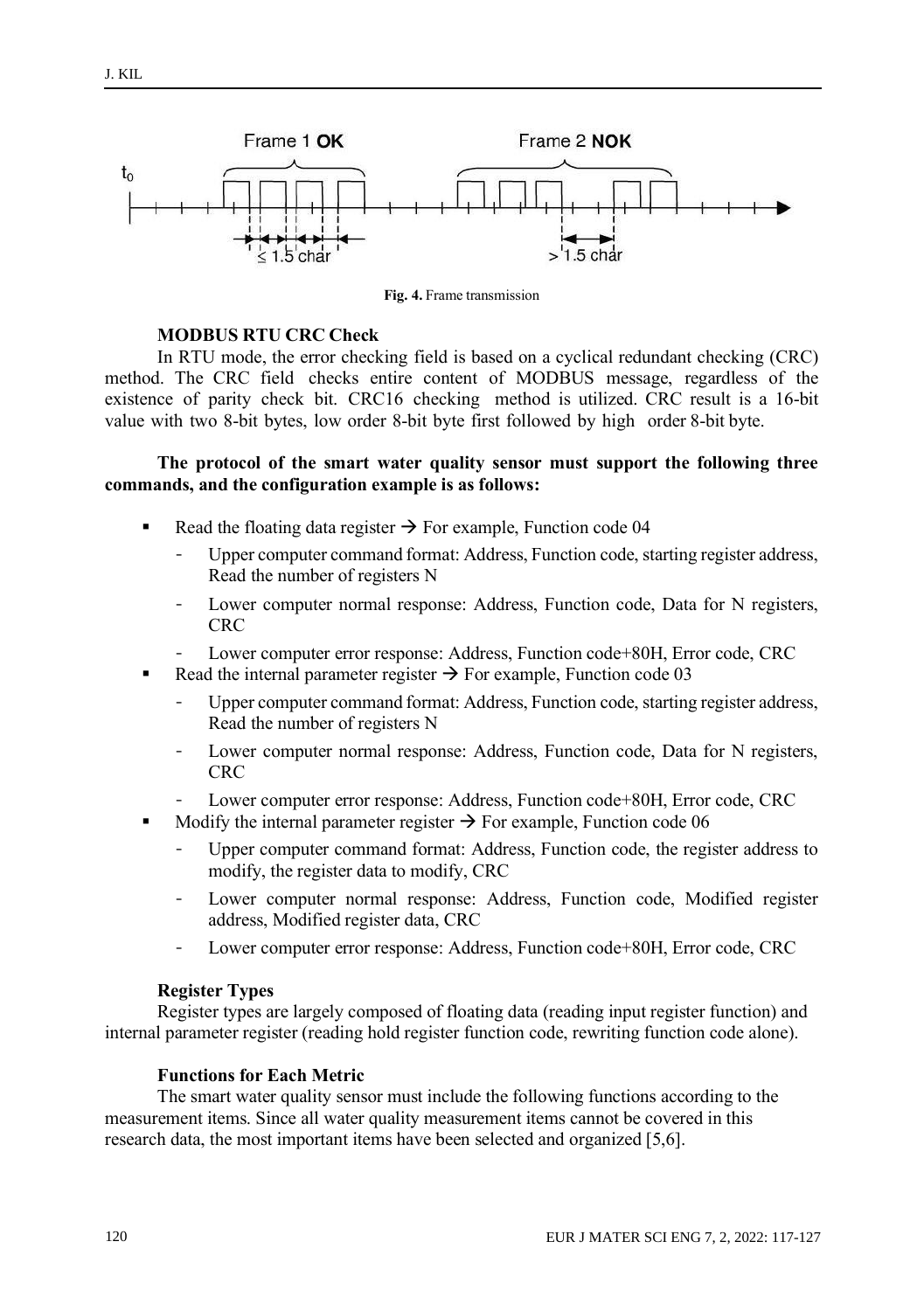Fig. 4. Frame transmission

### MODBUS RTU CRC Check

In RTU mode, the error checking field is based on a cyclical redundant checking (CRC) method. The CRC field checks entire content of MODBUS message, regardless of the existence of parity check bit. CRC16 checking method is utilized. CRC result is a 16-bit value with two 8-bit bytes, low order 8-bit byte first followed by high order 8-bit byte.

**The protocol of the smart water quality sensor must support the following three commands, and the configuration example is as follows:**

- Read the floating data register → For example, Function code 04
  - Upper computer command format: Address, Function code, starting register address, Read the number of registers N
  - Lower computer normal response: Address, Function code, Data for N registers, CRC
  - Lower computer error response: Address, Function code+80H, Error code, CRC
- Read the internal parameter register → For example, Function code 03
  - Upper computer command format: Address, Function code, starting register address, Read the number of registers N
  - Lower computer normal response: Address, Function code, Data for N registers, CRC
  - Lower computer error response: Address, Function code+80H, Error code, CRC
- Modify the internal parameter register → For example, Function code 06
  - Upper computer command format: Address, Function code, the register address to modify, the register data to modify, CRC
  - Lower computer normal response: Address, Function code, Modified register address, Modified register data, CRC
  - Lower computer error response: Address, Function code+80H, Error code, CRC

### Register Types

Register types are largely composed of floating data (reading input register function) and internal parameter register (reading hold register function code, rewriting function code alone).

### Functions for Each Metric

The smart water quality sensor must include the following functions according to the measurement items. Since all water quality measurement items cannot be covered in this research data, the most important items have been selected and organized [5,6].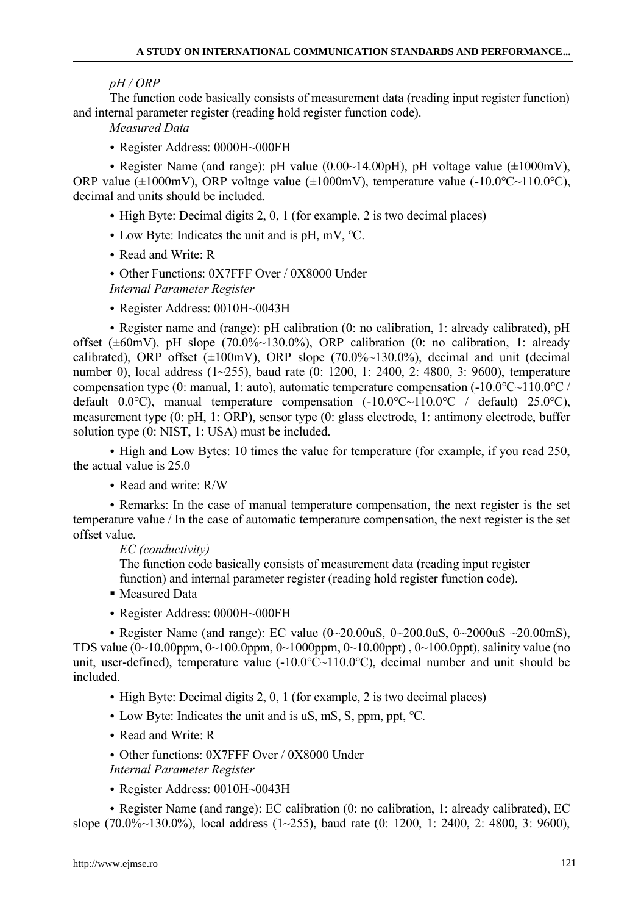*pH / ORP*

The function code basically consists of measurement data (reading input register function) and internal parameter register (reading hold register function code).

*Measured Data*

- Register Address: 0000H~000FH
- Register Name (and range): pH value (0.00~14.00pH), pH voltage value (±1000mV), ORP value (±1000mV), ORP voltage value (±1000mV), temperature value (-10.0℃~110.0℃), decimal and units should be included.
- High Byte: Decimal digits 2, 0, 1 (for example, 2 is two decimal places)
- Low Byte: Indicates the unit and is pH, mV, ℃.
- Read and Write: R
- Other Functions: 0X7FFF Over / 0X8000 Under

*Internal Parameter Register*

- Register Address: 0010H~0043H
- Register name and (range): pH calibration (0: no calibration, 1: already calibrated), pH offset (±60mV), pH slope (70.0%~130.0%), ORP calibration (0: no calibration, 1: already calibrated), ORP offset (±100mV), ORP slope (70.0%~130.0%), decimal and unit (decimal number 0), local address (1~255), baud rate (0: 1200, 1: 2400, 2: 4800, 3: 9600), temperature compensation type (0: manual, 1: auto), automatic temperature compensation (-10.0℃~110.0℃ / default 0.0℃), manual temperature compensation (-10.0℃~110.0℃ / default) 25.0℃), measurement type (0: pH, 1: ORP), sensor type (0: glass electrode, 1: antimony electrode, buffer solution type (0: NIST, 1: USA) must be included.
- High and Low Bytes: 10 times the value for temperature (for example, if you read 250, the actual value is 25.0
- Read and write: R/W
- Remarks: In the case of manual temperature compensation, the next register is the set temperature value / In the case of automatic temperature compensation, the next register is the set offset value.

*EC (conductivity)*

The function code basically consists of measurement data (reading input register function) and internal parameter register (reading hold register function code).

- Measured Data

- Register Address: 0000H~000FH
- Register Name (and range): EC value (0~20.00uS, 0~200.0uS, 0~2000uS ~20.00mS), TDS value (0~10.00ppm, 0~100.0ppm, 0~1000ppm, 0~10.00ppt) , 0~100.0ppt), salinity value (no unit, user-defined), temperature value (-10.0℃~110.0℃), decimal number and unit should be included.
- High Byte: Decimal digits 2, 0, 1 (for example, 2 is two decimal places)
- Low Byte: Indicates the unit and is uS, mS, S, ppm, ppt, ℃.
- Read and Write: R
- Other functions: 0X7FFF Over / 0X8000 Under

*Internal Parameter Register*

- Register Address: 0010H~0043H
- Register Name (and range): EC calibration (0: no calibration, 1: already calibrated), EC slope (70.0%~130.0%), local address (1~255), baud rate (0: 1200, 1: 2400, 2: 4800, 3: 9600),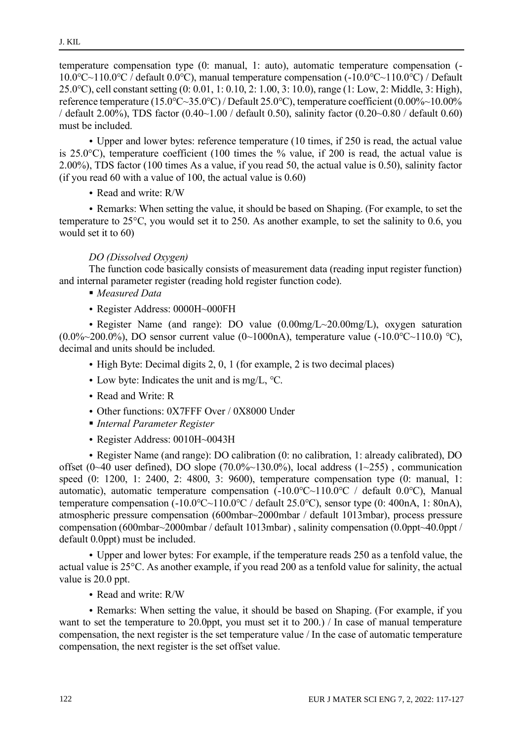temperature compensation type (0: manual, 1: auto), automatic temperature compensation (-10.0℃~110.0℃ / default 0.0℃), manual temperature compensation (-10.0℃~110.0℃) / Default 25.0℃), cell constant setting (0: 0.01, 1: 0.10, 2: 1.00, 3: 10.0), range (1: Low, 2: Middle, 3: High), reference temperature (15.0℃~35.0℃) / Default 25.0℃), temperature coefficient (0.00%~10.00% / default 2.00%), TDS factor (0.40~1.00 / default 0.50), salinity factor (0.20~0.80 / default 0.60) must be included.

• Upper and lower bytes: reference temperature (10 times, if 250 is read, the actual value is 25.0°C), temperature coefficient (100 times the % value, if 200 is read, the actual value is 2.00%), TDS factor (100 times As a value, if you read 50, the actual value is 0.50), salinity factor (if you read 60 with a value of 100, the actual value is 0.60)

• Read and write: R/W

• Remarks: When setting the value, it should be based on Shaping. (For example, to set the temperature to 25°C, you would set it to 250. As another example, to set the salinity to 0.6, you would set it to 60)

*DO (Dissolved Oxygen)*

The function code basically consists of measurement data (reading input register function) and internal parameter register (reading hold register function code).

- *Measured Data*

• Register Address: 0000H~000FH

• Register Name (and range): DO value (0.00mg/L~20.00mg/L), oxygen saturation (0.0%~200.0%), DO sensor current value (0~1000nA), temperature value (-10.0℃~110.0) ℃), decimal and units should be included.

• High Byte: Decimal digits 2, 0, 1 (for example, 2 is two decimal places)

• Low byte: Indicates the unit and is mg/L, ℃.

• Read and Write: R

• Other functions: 0X7FFF Over / 0X8000 Under

- *Internal Parameter Register*

• Register Address: 0010H~0043H

• Register Name (and range): DO calibration (0: no calibration, 1: already calibrated), DO offset (0~40 user defined), DO slope (70.0%~130.0%), local address (1~255) , communication speed (0: 1200, 1: 2400, 2: 4800, 3: 9600), temperature compensation type (0: manual, 1: automatic), automatic temperature compensation (-10.0℃~110.0℃ / default 0.0℃), Manual temperature compensation (-10.0℃~110.0℃ / default 25.0℃), sensor type (0: 400nA, 1: 80nA), atmospheric pressure compensation (600mbar~2000mbar / default 1013mbar), process pressure compensation (600mbar~2000mbar / default 1013mbar) , salinity compensation (0.0ppt~40.0ppt / default 0.0ppt) must be included.

• Upper and lower bytes: For example, if the temperature reads 250 as a tenfold value, the actual value is 25°C. As another example, if you read 200 as a tenfold value for salinity, the actual value is 20.0 ppt.

• Read and write: R/W

• Remarks: When setting the value, it should be based on Shaping. (For example, if you want to set the temperature to 20.0ppt, you must set it to 200.) / In case of manual temperature compensation, the next register is the set temperature value / In the case of automatic temperature compensation, the next register is the set offset value.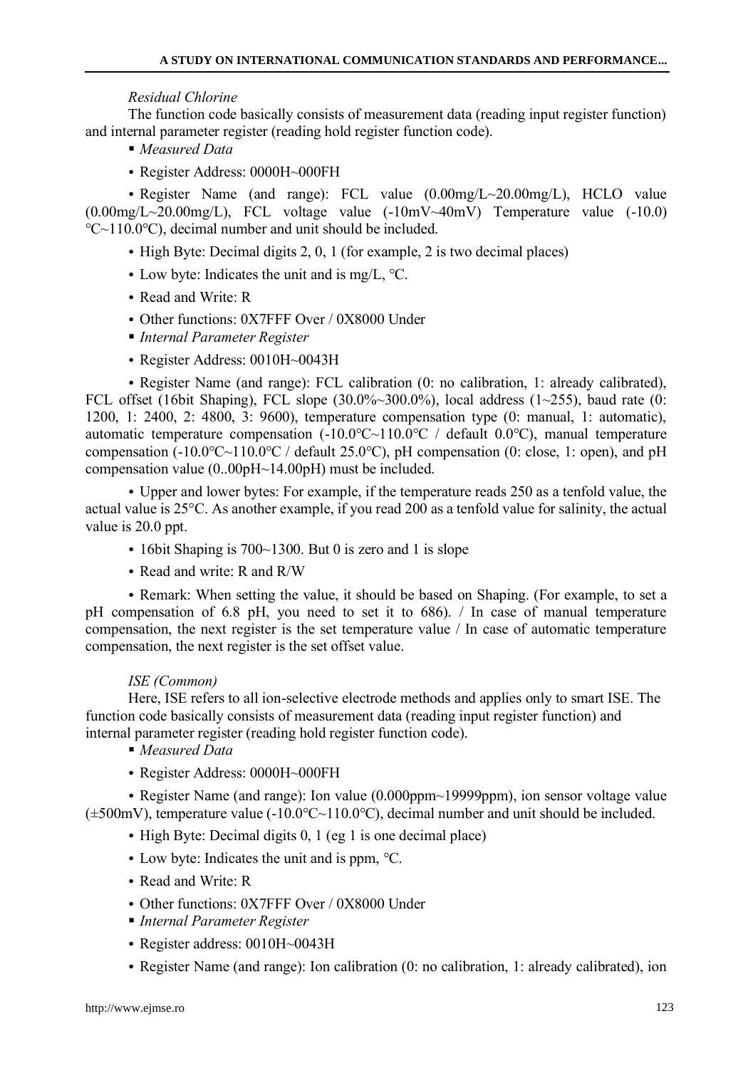*Residual Chlorine*

The function code basically consists of measurement data (reading input register function) and internal parameter register (reading hold register function code).

- *Measured Data*
  - Register Address: 0000H~000FH
  - Register Name (and range): FCL value (0.00mg/L~20.00mg/L), HCLO value (0.00mg/L~20.00mg/L), FCL voltage value (-10mV~40mV) Temperature value (-10.0) ℃~110.0℃), decimal number and unit should be included.
  - High Byte: Decimal digits 2, 0, 1 (for example, 2 is two decimal places)
  - Low byte: Indicates the unit and is mg/L, ℃.
  - Read and Write: R
  - Other functions: 0X7FFF Over / 0X8000 Under
- *Internal Parameter Register*
  - Register Address: 0010H~0043H
  - Register Name (and range): FCL calibration (0: no calibration, 1: already calibrated), FCL offset (16bit Shaping), FCL slope (30.0%~300.0%), local address (1~255), baud rate (0: 1200, 1: 2400, 2: 4800, 3: 9600), temperature compensation type (0: manual, 1: automatic), automatic temperature compensation (-10.0°C~110.0°C / default 0.0°C), manual temperature compensation (-10.0°C~110.0°C / default 25.0°C), pH compensation (0: close, 1: open), and pH compensation value (0..00pH~14.00pH) must be included.
  - Upper and lower bytes: For example, if the temperature reads 250 as a tenfold value, the actual value is 25°C. As another example, if you read 200 as a tenfold value for salinity, the actual value is 20.0 ppt.
  - 16bit Shaping is 700~1300. But 0 is zero and 1 is slope
  - Read and write: R and R/W
  - Remark: When setting the value, it should be based on Shaping. (For example, to set a pH compensation of 6.8 pH, you need to set it to 686). / In case of manual temperature compensation, the next register is the set temperature value / In case of automatic temperature compensation, the next register is the set offset value.

*ISE (Common)*

Here, ISE refers to all ion-selective electrode methods and applies only to smart ISE. The function code basically consists of measurement data (reading input register function) and internal parameter register (reading hold register function code).

- *Measured Data*
  - Register Address: 0000H~000FH
  - Register Name (and range): Ion value (0.000ppm~19999ppm), ion sensor voltage value (±500mV), temperature value (-10.0℃~110.0℃), decimal number and unit should be included.
  - High Byte: Decimal digits 0, 1 (eg 1 is one decimal place)
  - Low byte: Indicates the unit and is ppm, ℃.
  - Read and Write: R
  - Other functions: 0X7FFF Over / 0X8000 Under
- *Internal Parameter Register*
  - Register address: 0010H~0043H
  - Register Name (and range): Ion calibration (0: no calibration, 1: already calibrated), ion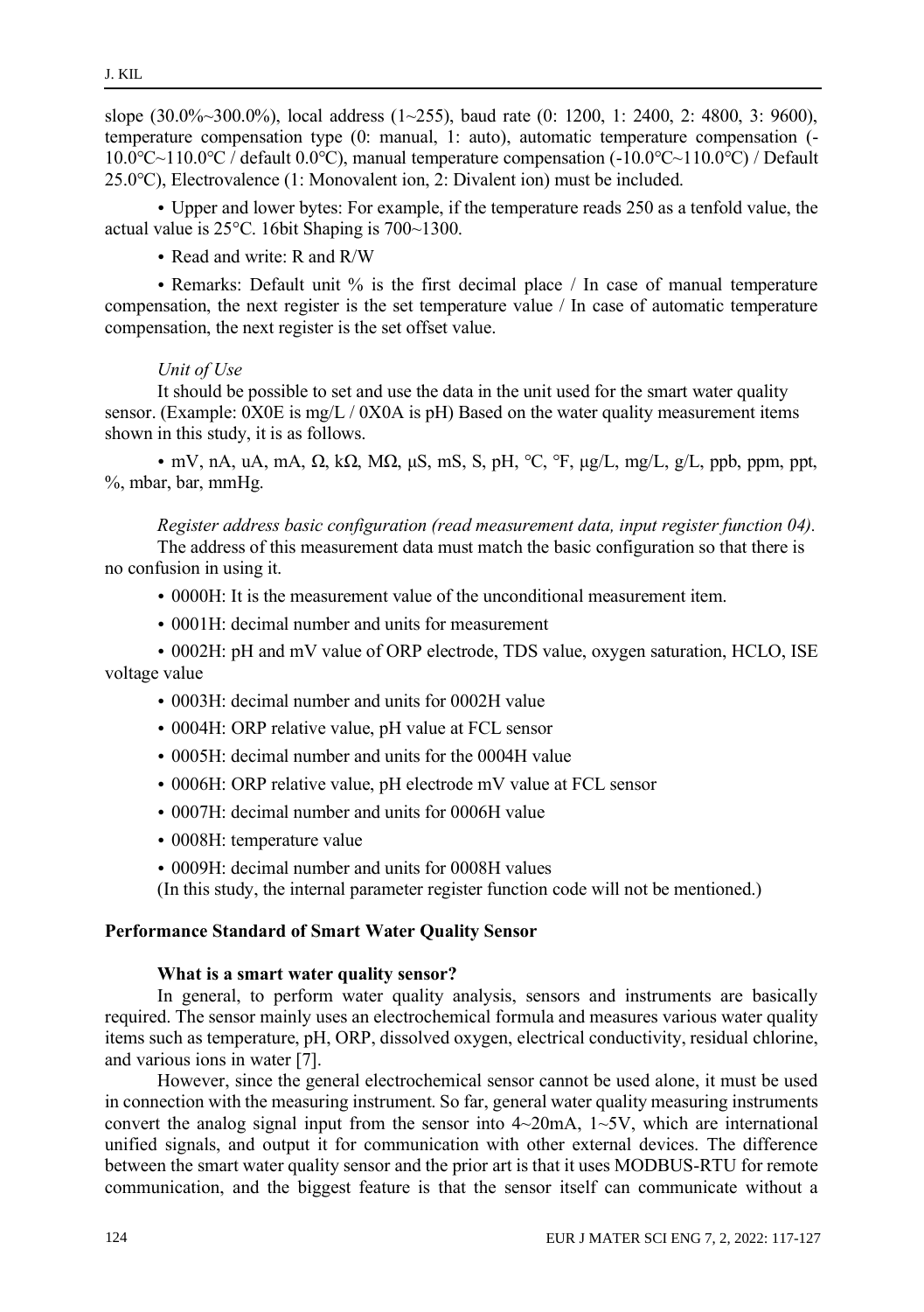slope (30.0%~300.0%), local address (1~255), baud rate (0: 1200, 1: 2400, 2: 4800, 3: 9600), temperature compensation type (0: manual, 1: auto), automatic temperature compensation (-10.0℃~110.0℃ / default 0.0℃), manual temperature compensation (-10.0℃~110.0℃) / Default 25.0℃), Electrovalence (1: Monovalent ion, 2: Divalent ion) must be included.

• Upper and lower bytes: For example, if the temperature reads 250 as a tenfold value, the actual value is 25°C. 16bit Shaping is 700~1300.

• Read and write: R and R/W

• Remarks: Default unit % is the first decimal place / In case of manual temperature compensation, the next register is the set temperature value / In case of automatic temperature compensation, the next register is the set offset value.

*Unit of Use*

It should be possible to set and use the data in the unit used for the smart water quality sensor. (Example: 0X0E is mg/L / 0X0A is pH) Based on the water quality measurement items shown in this study, it is as follows.

• mV, nA, uA, mA, Ω, kΩ, MΩ, μS, mS, S, pH, ℃, ℉, μg/L, mg/L, g/L, ppb, ppm, ppt, %, mbar, bar, mmHg.

*Register address basic configuration (read measurement data, input register function 04).*

The address of this measurement data must match the basic configuration so that there is no confusion in using it.

• 0000H: It is the measurement value of the unconditional measurement item.

• 0001H: decimal number and units for measurement

• 0002H: pH and mV value of ORP electrode, TDS value, oxygen saturation, HCLO, ISE voltage value

• 0003H: decimal number and units for 0002H value

• 0004H: ORP relative value, pH value at FCL sensor

• 0005H: decimal number and units for the 0004H value

• 0006H: ORP relative value, pH electrode mV value at FCL sensor

• 0007H: decimal number and units for 0006H value

• 0008H: temperature value

• 0009H: decimal number and units for 0008H values

(In this study, the internal parameter register function code will not be mentioned.)

## Performance Standard of Smart Water Quality Sensor

### What is a smart water quality sensor?

In general, to perform water quality analysis, sensors and instruments are basically required. The sensor mainly uses an electrochemical formula and measures various water quality items such as temperature, pH, ORP, dissolved oxygen, electrical conductivity, residual chlorine, and various ions in water [7].

However, since the general electrochemical sensor cannot be used alone, it must be used in connection with the measuring instrument. So far, general water quality measuring instruments convert the analog signal input from the sensor into 4~20mA, 1~5V, which are international unified signals, and output it for communication with other external devices. The difference between the smart water quality sensor and the prior art is that it uses MODBUS-RTU for remote communication, and the biggest feature is that the sensor itself can communicate without a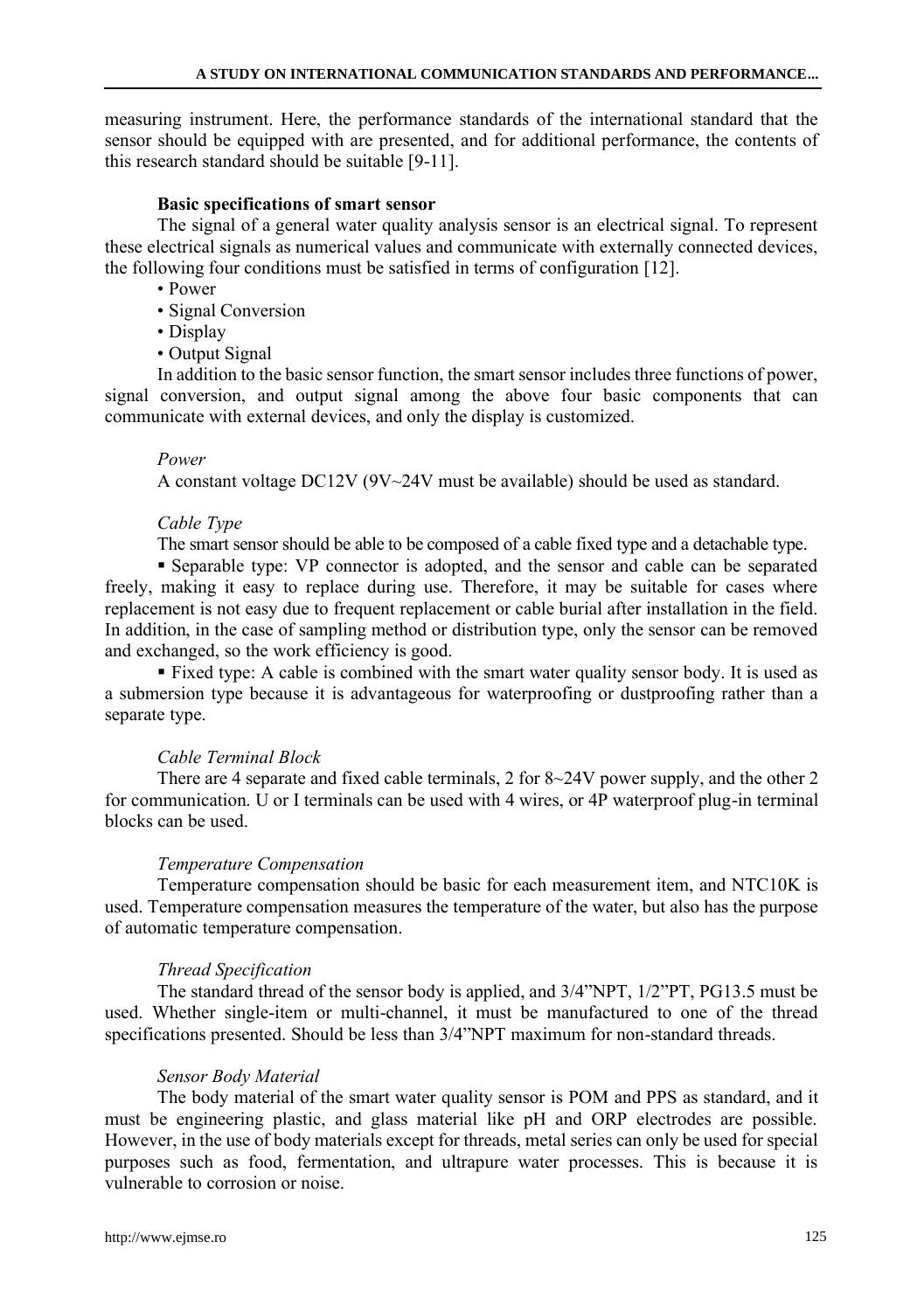measuring instrument. Here, the performance standards of the international standard that the sensor should be equipped with are presented, and for additional performance, the contents of this research standard should be suitable [9-11].

### Basic specifications of smart sensor

The signal of a general water quality analysis sensor is an electrical signal. To represent these electrical signals as numerical values and communicate with externally connected devices, the following four conditions must be satisfied in terms of configuration [12].

- Power
- Signal Conversion
- Display
- Output Signal

In addition to the basic sensor function, the smart sensor includes three functions of power, signal conversion, and output signal among the above four basic components that can communicate with external devices, and only the display is customized.

#### *Power*

A constant voltage DC12V (9V~24V must be available) should be used as standard.

#### *Cable Type*

The smart sensor should be able to be composed of a cable fixed type and a detachable type.

- Separable type: VP connector is adopted, and the sensor and cable can be separated freely, making it easy to replace during use. Therefore, it may be suitable for cases where replacement is not easy due to frequent replacement or cable burial after installation in the field. In addition, in the case of sampling method or distribution type, only the sensor can be removed and exchanged, so the work efficiency is good.
- Fixed type: A cable is combined with the smart water quality sensor body. It is used as a submersion type because it is advantageous for waterproofing or dustproofing rather than a separate type.

#### *Cable Terminal Block*

There are 4 separate and fixed cable terminals, 2 for 8~24V power supply, and the other 2 for communication. U or I terminals can be used with 4 wires, or 4P waterproof plug-in terminal blocks can be used.

#### *Temperature Compensation*

Temperature compensation should be basic for each measurement item, and NTC10K is used. Temperature compensation measures the temperature of the water, but also has the purpose of automatic temperature compensation.

#### *Thread Specification*

The standard thread of the sensor body is applied, and 3/4"NPT, 1/2"PT, PG13.5 must be used. Whether single-item or multi-channel, it must be manufactured to one of the thread specifications presented. Should be less than 3/4"NPT maximum for non-standard threads.

#### *Sensor Body Material*

The body material of the smart water quality sensor is POM and PPS as standard, and it must be engineering plastic, and glass material like pH and ORP electrodes are possible. However, in the use of body materials except for threads, metal series can only be used for special purposes such as food, fermentation, and ultrapure water processes. This is because it is vulnerable to corrosion or noise.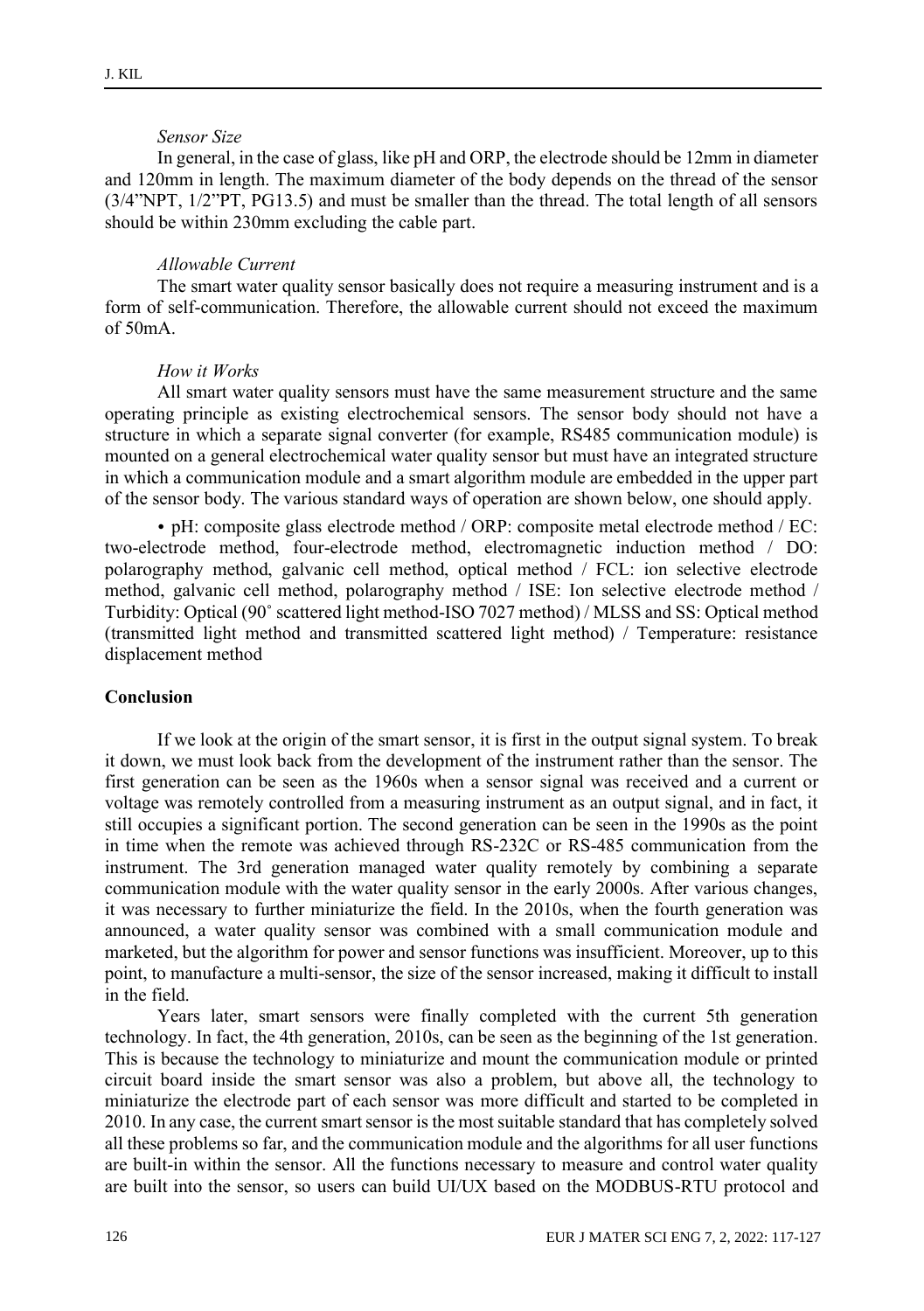*Sensor Size*

In general, in the case of glass, like pH and ORP, the electrode should be 12mm in diameter and 120mm in length. The maximum diameter of the body depends on the thread of the sensor (3/4"NPT, 1/2"PT, PG13.5) and must be smaller than the thread. The total length of all sensors should be within 230mm excluding the cable part.

*Allowable Current*

The smart water quality sensor basically does not require a measuring instrument and is a form of self-communication. Therefore, the allowable current should not exceed the maximum of 50mA.

*How it Works*

All smart water quality sensors must have the same measurement structure and the same operating principle as existing electrochemical sensors. The sensor body should not have a structure in which a separate signal converter (for example, RS485 communication module) is mounted on a general electrochemical water quality sensor but must have an integrated structure in which a communication module and a smart algorithm module are embedded in the upper part of the sensor body. The various standard ways of operation are shown below, one should apply.

• pH: composite glass electrode method / ORP: composite metal electrode method / EC: two-electrode method, four-electrode method, electromagnetic induction method / DO: polarography method, galvanic cell method, optical method / FCL: ion selective electrode method, galvanic cell method, polarography method / ISE: Ion selective electrode method / Turbidity: Optical (90˚ scattered light method-ISO 7027 method) / MLSS and SS: Optical method (transmitted light method and transmitted scattered light method) / Temperature: resistance displacement method

## Conclusion

If we look at the origin of the smart sensor, it is first in the output signal system. To break it down, we must look back from the development of the instrument rather than the sensor. The first generation can be seen as the 1960s when a sensor signal was received and a current or voltage was remotely controlled from a measuring instrument as an output signal, and in fact, it still occupies a significant portion. The second generation can be seen in the 1990s as the point in time when the remote was achieved through RS-232C or RS-485 communication from the instrument. The 3rd generation managed water quality remotely by combining a separate communication module with the water quality sensor in the early 2000s. After various changes, it was necessary to further miniaturize the field. In the 2010s, when the fourth generation was announced, a water quality sensor was combined with a small communication module and marketed, but the algorithm for power and sensor functions was insufficient. Moreover, up to this point, to manufacture a multi-sensor, the size of the sensor increased, making it difficult to install in the field.

Years later, smart sensors were finally completed with the current 5th generation technology. In fact, the 4th generation, 2010s, can be seen as the beginning of the 1st generation. This is because the technology to miniaturize and mount the communication module or printed circuit board inside the smart sensor was also a problem, but above all, the technology to miniaturize the electrode part of each sensor was more difficult and started to be completed in 2010. In any case, the current smart sensor is the most suitable standard that has completely solved all these problems so far, and the communication module and the algorithms for all user functions are built-in within the sensor. All the functions necessary to measure and control water quality are built into the sensor, so users can build UI/UX based on the MODBUS-RTU protocol and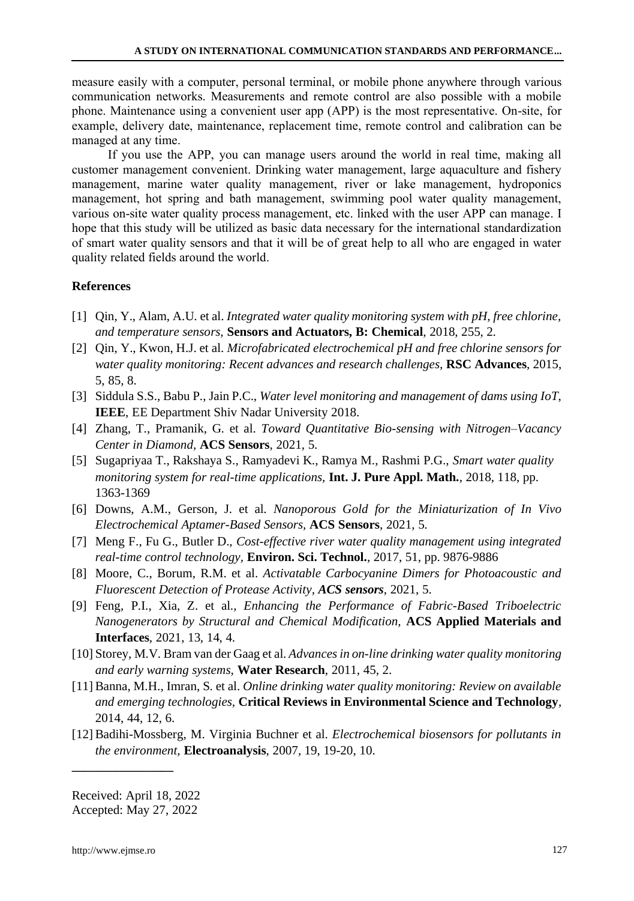measure easily with a computer, personal terminal, or mobile phone anywhere through various communication networks. Measurements and remote control are also possible with a mobile phone. Maintenance using a convenient user app (APP) is the most representative. On-site, for example, delivery date, maintenance, replacement time, remote control and calibration can be managed at any time.

If you use the APP, you can manage users around the world in real time, making all customer management convenient. Drinking water management, large aquaculture and fishery management, marine water quality management, river or lake management, hydroponics management, hot spring and bath management, swimming pool water quality management, various on-site water quality process management, etc. linked with the user APP can manage. I hope that this study will be utilized as basic data necessary for the international standardization of smart water quality sensors and that it will be of great help to all who are engaged in water quality related fields around the world.

## References

[1] Qin, Y., Alam, A.U. et al. *Integrated water quality monitoring system with pH, free chlorine, and temperature sensors,* **Sensors and Actuators, B: Chemical**, 2018, 255, 2.

[2] Qin, Y., Kwon, H.J. et al. *Microfabricated electrochemical pH and free chlorine sensors for water quality monitoring: Recent advances and research challenges,* **RSC Advances**, 2015, 5, 85, 8.

[3] Siddula S.S., Babu P., Jain P.C., *Water level monitoring and management of dams using IoT,* **IEEE**, EE Department Shiv Nadar University 2018.

[4] Zhang, T., Pramanik, G. et al. *Toward Quantitative Bio-sensing with Nitrogen–Vacancy Center in Diamond,* **ACS Sensors**, 2021, 5.

[5] Sugapriyaa T., Rakshaya S., Ramyadevi K., Ramya M., Rashmi P.G., *Smart water quality monitoring system for real-time applications,* **Int. J. Pure Appl. Math.**, 2018, 118, pp. 1363-1369

[6] Downs, A.M., Gerson, J. et al. *Nanoporous Gold for the Miniaturization of In Vivo Electrochemical Aptamer-Based Sensors,* **ACS Sensors**, 2021, 5.

[7] Meng F., Fu G., Butler D., *Cost-effective river water quality management using integrated real-time control technology,* **Environ. Sci. Technol.**, 2017, 51, pp. 9876-9886

[8] Moore, C., Borum, R.M. et al. *Activatable Carbocyanine Dimers for Photoacoustic and Fluorescent Detection of Protease Activity, **ACS sensors***, 2021, 5.

[9] Feng, P.I., Xia, Z. et al., *Enhancing the Performance of Fabric-Based Triboelectric Nanogenerators by Structural and Chemical Modification,* **ACS Applied Materials and Interfaces**, 2021, 13, 14, 4.

[10] Storey, M.V. Bram van der Gaag et al. *Advances in on-line drinking water quality monitoring and early warning systems,* **Water Research**, 2011, 45, 2.

[11] Banna, M.H., Imran, S. et al. *Online drinking water quality monitoring: Review on available and emerging technologies,* **Critical Reviews in Environmental Science and Technology**, 2014, 44, 12, 6.

[12] Badihi-Mossberg, M. Virginia Buchner et al. *Electrochemical biosensors for pollutants in the environment,* **Electroanalysis**, 2007, 19, 19-20, 10.

---

Received: April 18, 2022
Accepted: May 27, 2022